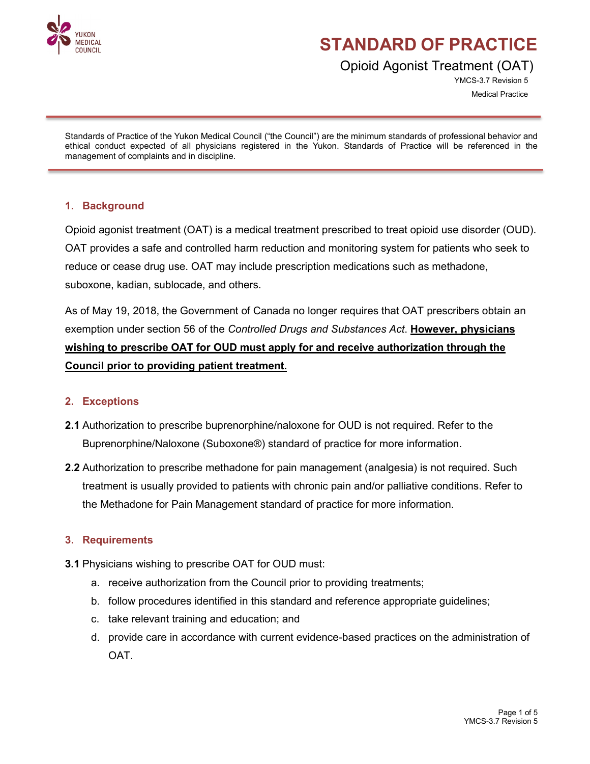YUKON MEDICAL COUNCIL

# STANDARD OF PRACTICE

## Opioid Agonist Treatment (OAT)

YMCS-3.7 Revision 5

Medical Practice

Standards of Practice of the Yukon Medical Council ("the Council") are the minimum standards of professional behavior and ethical conduct expected of all physicians registered in the Yukon. Standards of Practice will be referenced in the management of complaints and in discipline.

### 1. Background

Opioid agonist treatment (OAT) is a medical treatment prescribed to treat opioid use disorder (OUD). OAT provides a safe and controlled harm reduction and monitoring system for patients who seek to reduce or cease drug use. OAT may include prescription medications such as methadone, suboxone, kadian, sublocade, and others.

As of May 19, 2018, the Government of Canada no longer requires that OAT prescribers obtain an exemption under section 56 of the *Controlled Drugs and Substances Act*. **However, physicians wishing to prescribe OAT for OUD must apply for and receive authorization through the Council prior to providing patient treatment.**

### 2. Exceptions

**2.1** Authorization to prescribe buprenorphine/naloxone for OUD is not required. Refer to the Buprenorphine/Naloxone (Suboxone®) standard of practice for more information.

**2.2** Authorization to prescribe methadone for pain management (analgesia) is not required. Such treatment is usually provided to patients with chronic pain and/or palliative conditions. Refer to the Methadone for Pain Management standard of practice for more information.

### 3. Requirements

**3.1** Physicians wishing to prescribe OAT for OUD must:

a. receive authorization from the Council prior to providing treatments;
b. follow procedures identified in this standard and reference appropriate guidelines;
c. take relevant training and education; and
d. provide care in accordance with current evidence-based practices on the administration of OAT.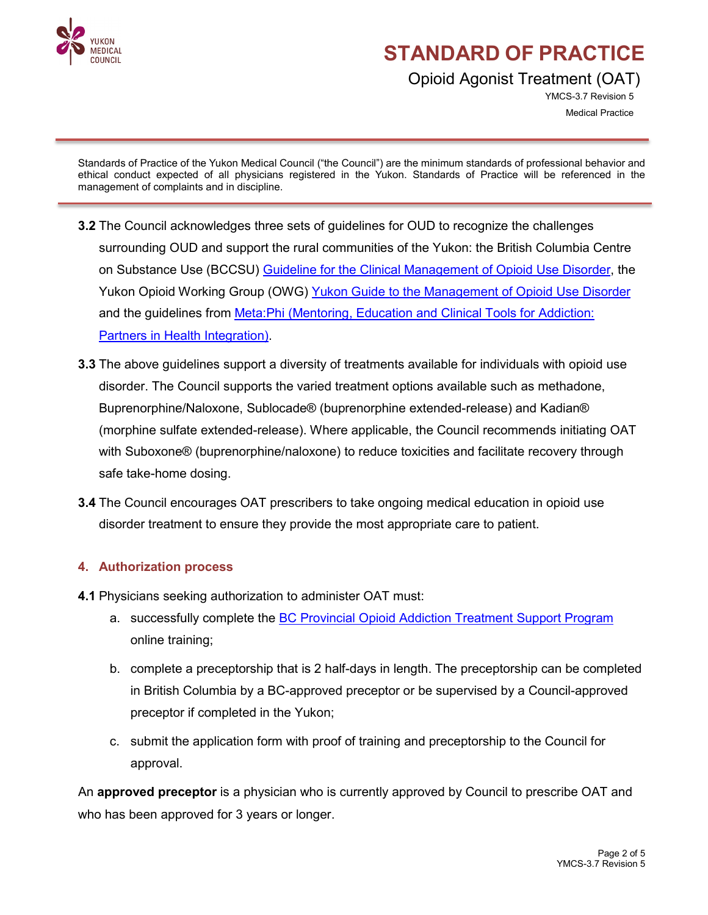**3.2** The Council acknowledges three sets of guidelines for OUD to recognize the challenges surrounding OUD and support the rural communities of the Yukon: the British Columbia Centre on Substance Use (BCCSU) Guideline for the Clinical Management of Opioid Use Disorder, the Yukon Opioid Working Group (OWG) Yukon Guide to the Management of Opioid Use Disorder and the guidelines from Meta:Phi (Mentoring, Education and Clinical Tools for Addiction: Partners in Health Integration).

**3.3** The above guidelines support a diversity of treatments available for individuals with opioid use disorder. The Council supports the varied treatment options available such as methadone, Buprenorphine/Naloxone, Sublocade® (buprenorphine extended-release) and Kadian® (morphine sulfate extended-release). Where applicable, the Council recommends initiating OAT with Suboxone® (buprenorphine/naloxone) to reduce toxicities and facilitate recovery through safe take-home dosing.

**3.4** The Council encourages OAT prescribers to take ongoing medical education in opioid use disorder treatment to ensure they provide the most appropriate care to patient.

## 4. Authorization process

**4.1** Physicians seeking authorization to administer OAT must:

a. successfully complete the BC Provincial Opioid Addiction Treatment Support Program online training;

b. complete a preceptorship that is 2 half-days in length. The preceptorship can be completed in British Columbia by a BC-approved preceptor or be supervised by a Council-approved preceptor if completed in the Yukon;

c. submit the application form with proof of training and preceptorship to the Council for approval.

An **approved preceptor** is a physician who is currently approved by Council to prescribe OAT and who has been approved for 3 years or longer.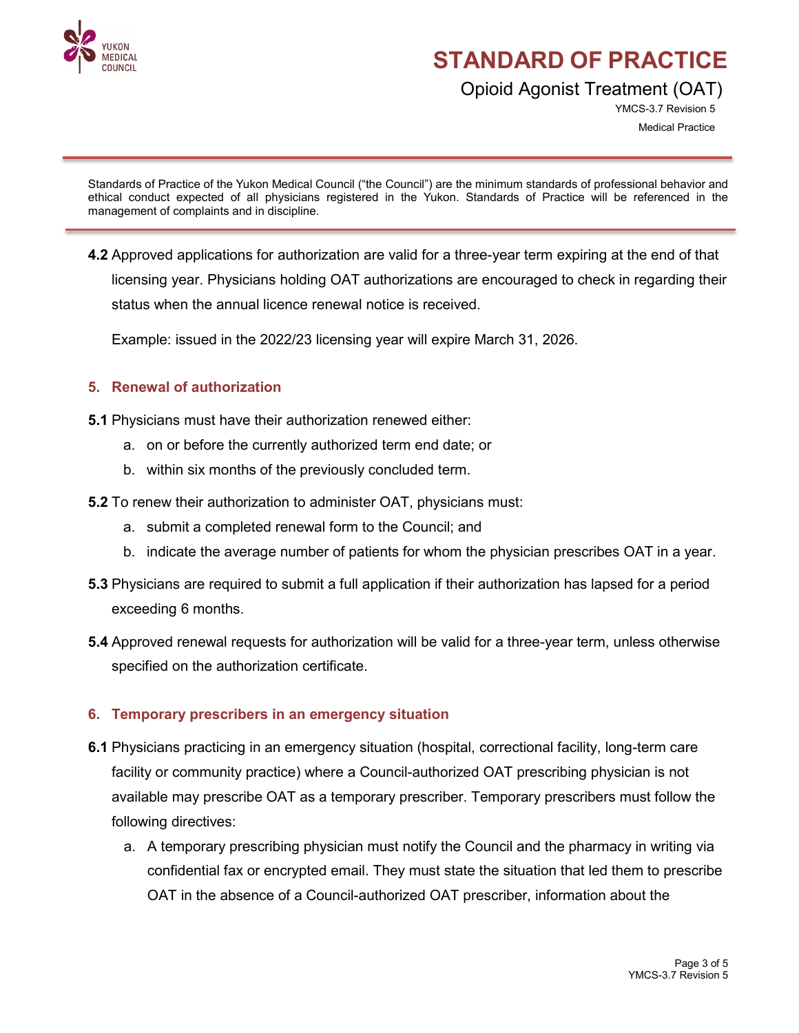**4.2** Approved applications for authorization are valid for a three-year term expiring at the end of that licensing year. Physicians holding OAT authorizations are encouraged to check in regarding their status when the annual licence renewal notice is received.

Example: issued in the 2022/23 licensing year will expire March 31, 2026.

## 5. Renewal of authorization

**5.1** Physicians must have their authorization renewed either:

a. on or before the currently authorized term end date; or
b. within six months of the previously concluded term.

**5.2** To renew their authorization to administer OAT, physicians must:

a. submit a completed renewal form to the Council; and
b. indicate the average number of patients for whom the physician prescribes OAT in a year.

**5.3** Physicians are required to submit a full application if their authorization has lapsed for a period exceeding 6 months.

**5.4** Approved renewal requests for authorization will be valid for a three-year term, unless otherwise specified on the authorization certificate.

## 6. Temporary prescribers in an emergency situation

**6.1** Physicians practicing in an emergency situation (hospital, correctional facility, long-term care facility or community practice) where a Council-authorized OAT prescribing physician is not available may prescribe OAT as a temporary prescriber. Temporary prescribers must follow the following directives:

a. A temporary prescribing physician must notify the Council and the pharmacy in writing via confidential fax or encrypted email. They must state the situation that led them to prescribe OAT in the absence of a Council-authorized OAT prescriber, information about the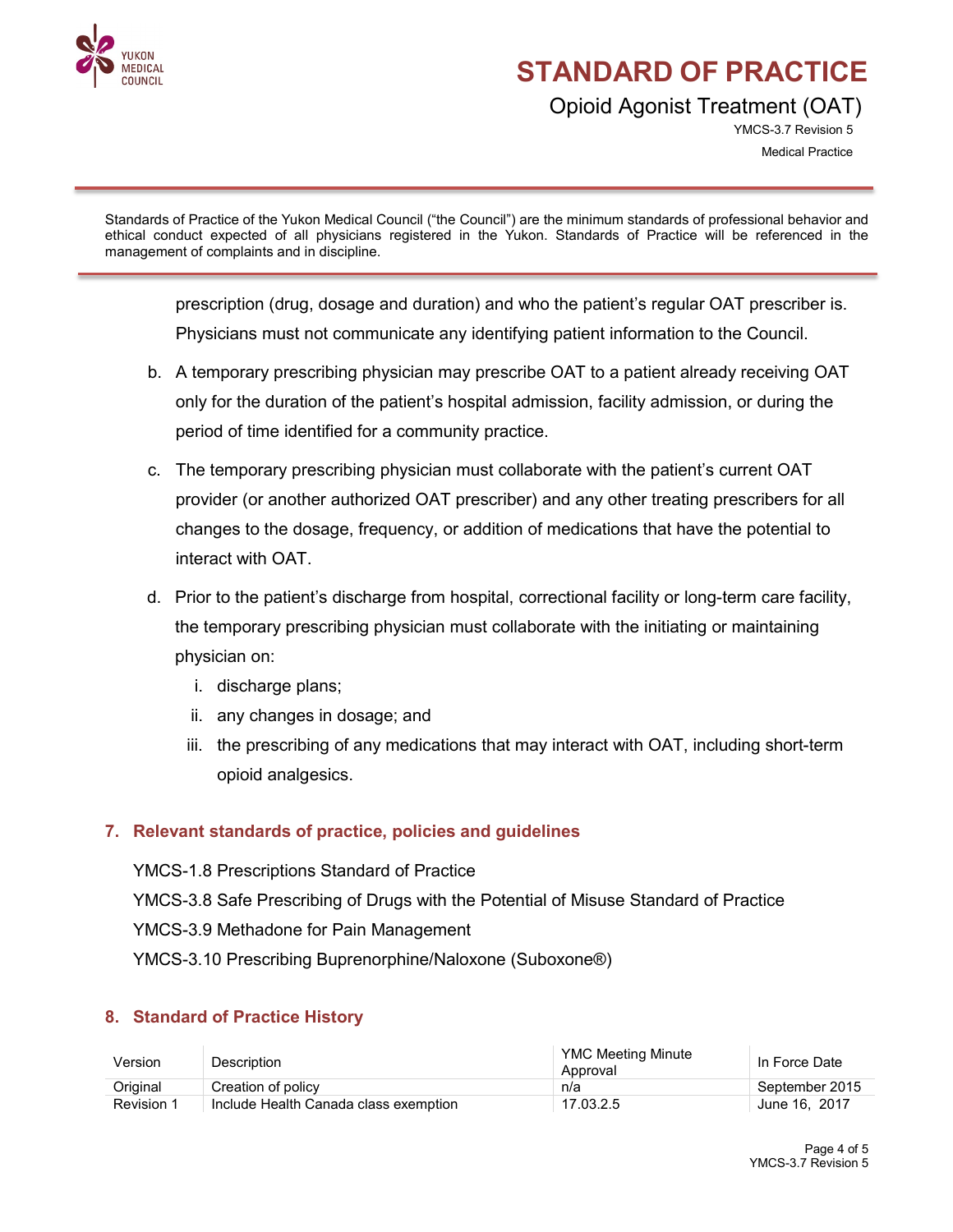prescription (drug, dosage and duration) and who the patient's regular OAT prescriber is. Physicians must not communicate any identifying patient information to the Council.

b. A temporary prescribing physician may prescribe OAT to a patient already receiving OAT only for the duration of the patient's hospital admission, facility admission, or during the period of time identified for a community practice.

c. The temporary prescribing physician must collaborate with the patient's current OAT provider (or another authorized OAT prescriber) and any other treating prescribers for all changes to the dosage, frequency, or addition of medications that have the potential to interact with OAT.

d. Prior to the patient's discharge from hospital, correctional facility or long-term care facility, the temporary prescribing physician must collaborate with the initiating or maintaining physician on:
   i. discharge plans;
   ii. any changes in dosage; and
   iii. the prescribing of any medications that may interact with OAT, including short-term opioid analgesics.

## 7. Relevant standards of practice, policies and guidelines

YMCS-1.8 Prescriptions Standard of Practice

YMCS-3.8 Safe Prescribing of Drugs with the Potential of Misuse Standard of Practice

YMCS-3.9 Methadone for Pain Management

YMCS-3.10 Prescribing Buprenorphine/Naloxone (Suboxone®)

## 8. Standard of Practice History

| Version | Description | YMC Meeting Minute Approval | In Force Date |
|---|---|---|---|
| Original | Creation of policy | n/a | September 2015 |
| Revision 1 | Include Health Canada class exemption | 17.03.2.5 | June 16, 2017 |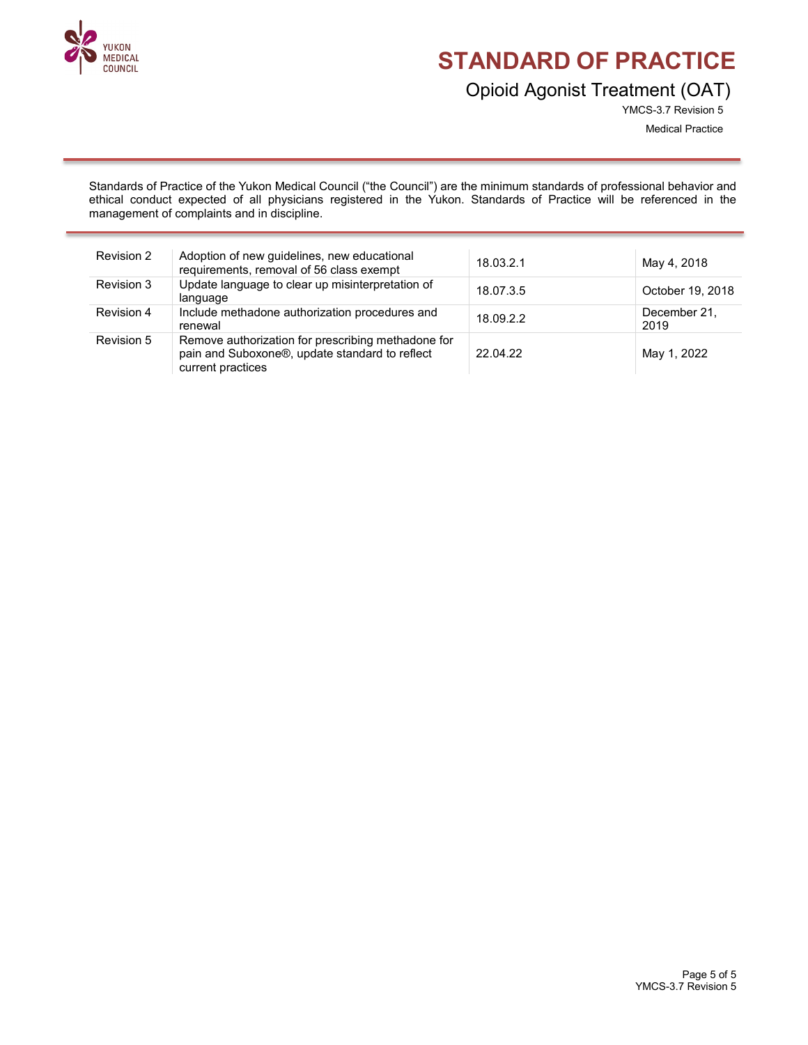# STANDARD OF PRACTICE

## Opioid Agonist Treatment (OAT)

YMCS-3.7 Revision 5

Medical Practice

Standards of Practice of the Yukon Medical Council ("the Council") are the minimum standards of professional behavior and ethical conduct expected of all physicians registered in the Yukon. Standards of Practice will be referenced in the management of complaints and in discipline.

| | | | |
|---|---|---|---|
| Revision 2 | Adoption of new guidelines, new educational requirements, removal of 56 class exempt | 18.03.2.1 | May 4, 2018 |
| Revision 3 | Update language to clear up misinterpretation of language | 18.07.3.5 | October 19, 2018 |
| Revision 4 | Include methadone authorization procedures and renewal | 18.09.2.2 | December 21, 2019 |
| Revision 5 | Remove authorization for prescribing methadone for pain and Suboxone®, update standard to reflect current practices | 22.04.22 | May 1, 2022 |